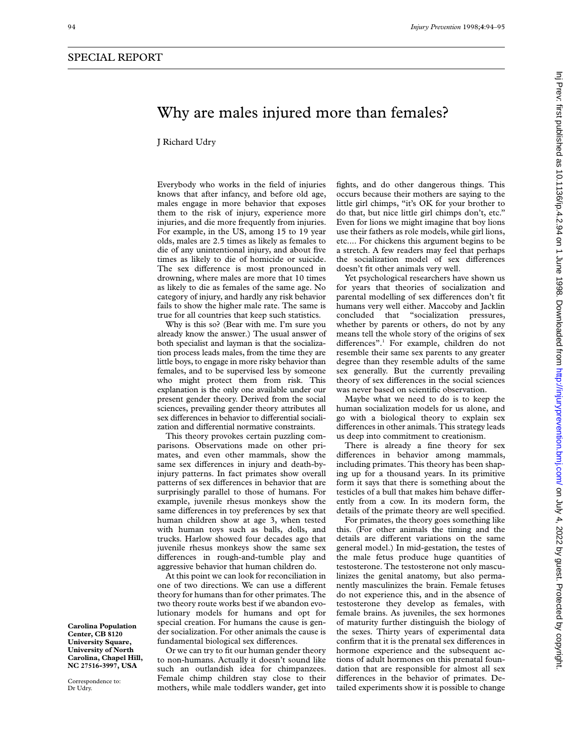SPECIAL REPORT

# Why are males injured more than females?

J Richard Udry

Carolina Population Center, CB 8120 University Square, University of North Carolina, Chapel Hill, NC 27516-3997, USA

Correspondence to: Dr Udry.

Everybody who works in the field of injuries knows that after infancy, and before old age, males engage in more behavior that exposes them to the risk of injury, experience more injuries, and die more frequently from injuries. For example, in the US, among 15 to 19 year olds, males are 2.5 times as likely as females to die of any unintentional injury, and about five times as likely to die of homicide or suicide. The sex difference is most pronounced in drowning, where males are more that 10 times as likely to die as females of the same age. No category of injury, and hardly any risk behavior fails to show the higher male rate. The same is true for all countries that keep such statistics.

Why is this so? (Bear with me. I'm sure you already know the answer.) The usual answer of both specialist and layman is that the socialization process leads males, from the time they are little boys, to engage in more risky behavior than females, and to be supervised less by someone who might protect them from risk. This explanation is the only one available under our present gender theory. Derived from the social sciences, prevailing gender theory attributes all sex differences in behavior to differential socialization and differential normative constraints.

This theory provokes certain puzzling comparisons. Observations made on other primates, and even other mammals, show the same sex differences in injury and death-by-injury patterns. In fact primates show overall patterns of sex differences in behavior that are surprisingly parallel to those of humans. For example, juvenile rhesus monkeys show the same differences in toy preferences by sex that human children show at age 3, when tested with human toys such as balls, dolls, and trucks. Harlow showed four decades ago that juvenile rhesus monkeys show the same sex differences in rough-and-tumble play and aggressive behavior that human children do.

At this point we can look for reconciliation in one of two directions. We can use a different theory for humans than for other primates. The two theory route works best if we abandon evolutionary models for humans and opt for special creation. For humans the cause is gender socialization. For other animals the cause is fundamental biological sex differences.

Or we can try to fit our human gender theory to non-humans. Actually it doesn't sound like such an outlandish idea for chimpanzees. Female chimp children stay close to their mothers, while male toddlers wander, get into fights, and do other dangerous things. This occurs because their mothers are saying to the little girl chimps, "it's OK for your brother to do that, but nice little girl chimps don't, etc." Even for lions we might imagine that boy lions use their fathers as role models, while girl lions, etc.... For chickens this argument begins to be a stretch. A few readers may feel that perhaps the socialization model of sex differences doesn't fit other animals very well.

Yet psychological researchers have shown us for years that theories of socialization and parental modelling of sex differences don't fit humans very well either. Maccoby and Jacklin concluded that "socialization pressures, whether by parents or others, do not by any means tell the whole story of the origins of sex differences".[1] For example, children do not resemble their same sex parents to any greater degree than they resemble adults of the same sex generally. But the currently prevailing theory of sex differences in the social sciences was never based on scientific observation.

Maybe what we need to do is to keep the human socialization models for us alone, and go with a biological theory to explain sex differences in other animals. This strategy leads us deep into commitment to creationism.

There is already a fine theory for sex differences in behavior among mammals, including primates. This theory has been shaping up for a thousand years. In its primitive form it says that there is something about the testicles of a bull that makes him behave differently from a cow. In its modern form, the details of the primate theory are well specified.

For primates, the theory goes something like this. (For other animals the timing and the details are different variations on the same general model.) In mid-gestation, the testes of the male fetus produce huge quantities of testosterone. The testosterone not only masculinizes the genital anatomy, but also permanently masculinizes the brain. Female fetuses do not experience this, and in the absence of testosterone they develop as females, with female brains. As juveniles, the sex hormones of maturity further distinguish the biology of the sexes. Thirty years of experimental data confirm that it is the prenatal sex differences in hormone experience and the subsequent actions of adult hormones on this prenatal foundation that are responsible for almost all sex differences in the behavior of primates. Detailed experiments show it is possible to change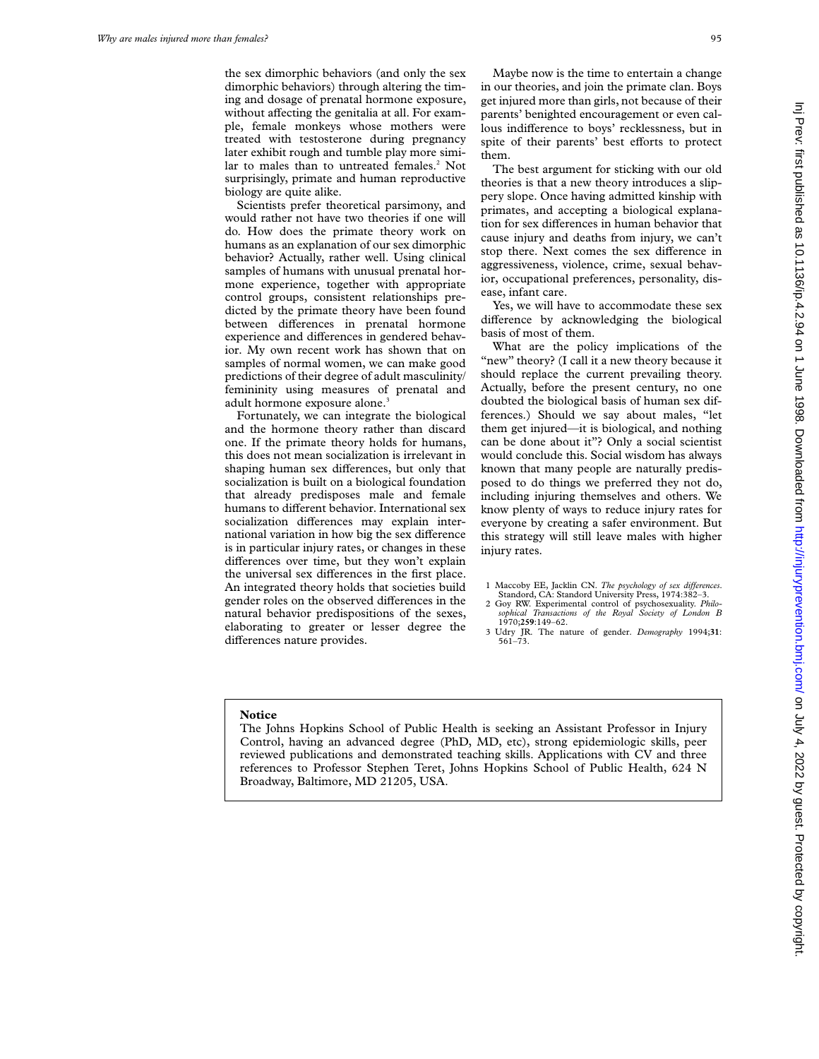the sex dimorphic behaviors (and only the sex dimorphic behaviors) through altering the timing and dosage of prenatal hormone exposure, without affecting the genitalia at all. For example, female monkeys whose mothers were treated with testosterone during pregnancy later exhibit rough and tumble play more similar to males than to untreated females.[2] Not surprisingly, primate and human reproductive biology are quite alike.

Scientists prefer theoretical parsimony, and would rather not have two theories if one will do. How does the primate theory work on humans as an explanation of our sex dimorphic behavior? Actually, rather well. Using clinical samples of humans with unusual prenatal hormone experience, together with appropriate control groups, consistent relationships predicted by the primate theory have been found between differences in prenatal hormone experience and differences in gendered behavior. My own recent work has shown that on samples of normal women, we can make good predictions of their degree of adult masculinity/femininity using measures of prenatal and adult hormone exposure alone.[3]

Fortunately, we can integrate the biological and the hormone theory rather than discard one. If the primate theory holds for humans, this does not mean socialization is irrelevant in shaping human sex differences, but only that socialization is built on a biological foundation that already predisposes male and female humans to different behavior. International sex socialization differences may explain international variation in how big the sex difference is in particular injury rates, or changes in these differences over time, but they won't explain the universal sex differences in the first place. An integrated theory holds that societies build gender roles on the observed differences in the natural behavior predispositions of the sexes, elaborating to greater or lesser degree the differences nature provides.

Maybe now is the time to entertain a change in our theories, and join the primate clan. Boys get injured more than girls, not because of their parents' benighted encouragement or even callous indifference to boys' recklessness, but in spite of their parents' best efforts to protect them.

The best argument for sticking with our old theories is that a new theory introduces a slippery slope. Once having admitted kinship with primates, and accepting a biological explanation for sex differences in human behavior that cause injury and deaths from injury, we can't stop there. Next comes the sex difference in aggressiveness, violence, crime, sexual behavior, occupational preferences, personality, disease, infant care.

Yes, we will have to accommodate these sex difference by acknowledging the biological basis of most of them.

What are the policy implications of the "new" theory? (I call it a new theory because it should replace the current prevailing theory. Actually, before the present century, no one doubted the biological basis of human sex differences.) Should we say about males, "let them get injured—it is biological, and nothing can be done about it"? Only a social scientist would conclude this. Social wisdom has always known that many people are naturally predisposed to do things we preferred they not do, including injuring themselves and others. We know plenty of ways to reduce injury rates for everyone by creating a safer environment. But this strategy will still leave males with higher injury rates.

1 Maccoby EE, Jacklin CN. *The psychology of sex differences*. Standord, CA: Standord University Press, 1974:382–3.
2 Goy RW. Experimental control of psychosexuality. *Philosophical Transactions of the Royal Society of London B* 1970;**259**:149–62.
3 Udry JR. The nature of gender. *Demography* 1994;**31**: 561–73.

**Notice**

The Johns Hopkins School of Public Health is seeking an Assistant Professor in Injury Control, having an advanced degree (PhD, MD, etc), strong epidemiologic skills, peer reviewed publications and demonstrated teaching skills. Applications with CV and three references to Professor Stephen Teret, Johns Hopkins School of Public Health, 624 N Broadway, Baltimore, MD 21205, USA.